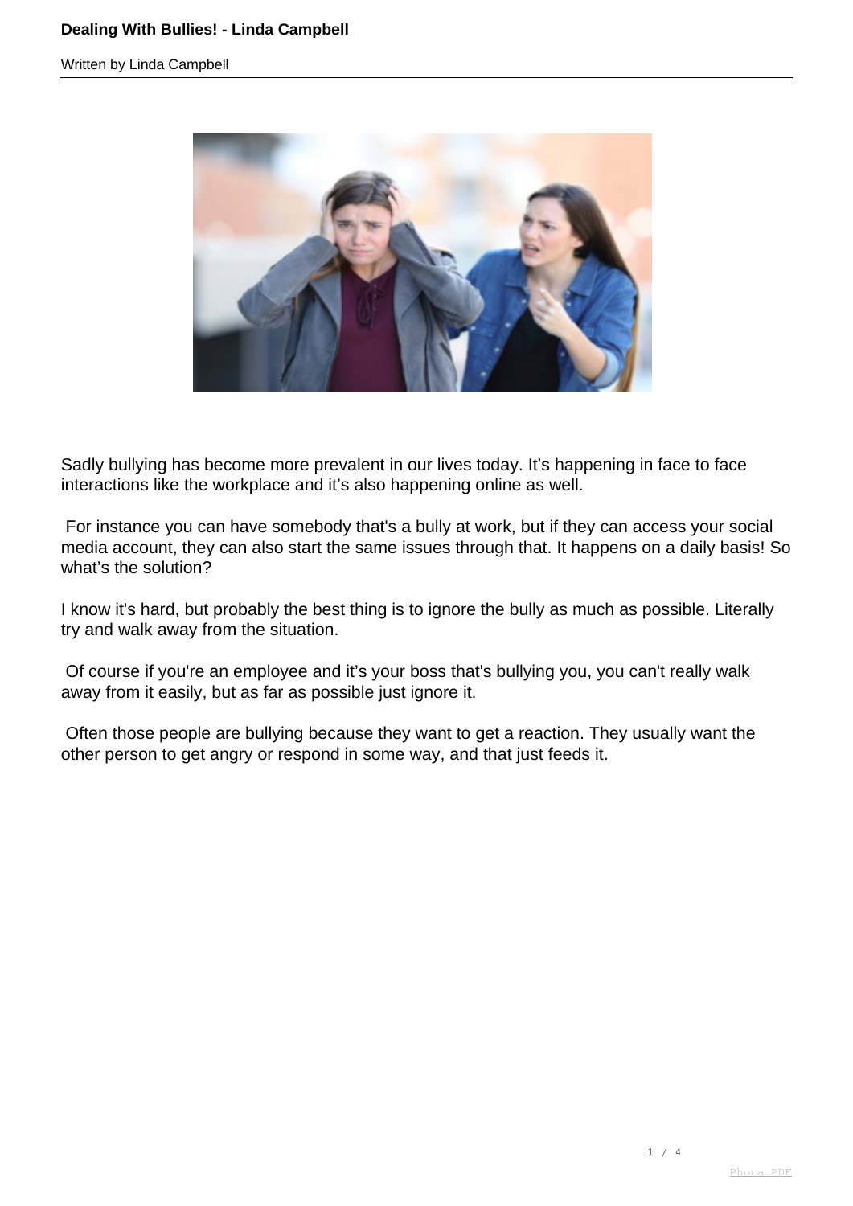Sadly bullying has become more prevalent in our lives today. It's happening in face to face interactions like the workplace and it's also happening online as well.

For instance you can have somebody that's a bully at work, but if they can access your social media account, they can also start the same issues through that. It happens on a daily basis! So what's the solution?

I know it's hard, but probably the best thing is to ignore the bully as much as possible. Literally try and walk away from the situation.

Of course if you're an employee and it's your boss that's bullying you, you can't really walk away from it easily, but as far as possible just ignore it.

Often those people are bullying because they want to get a reaction. They usually want the other person to get angry or respond in some way, and that just feeds it.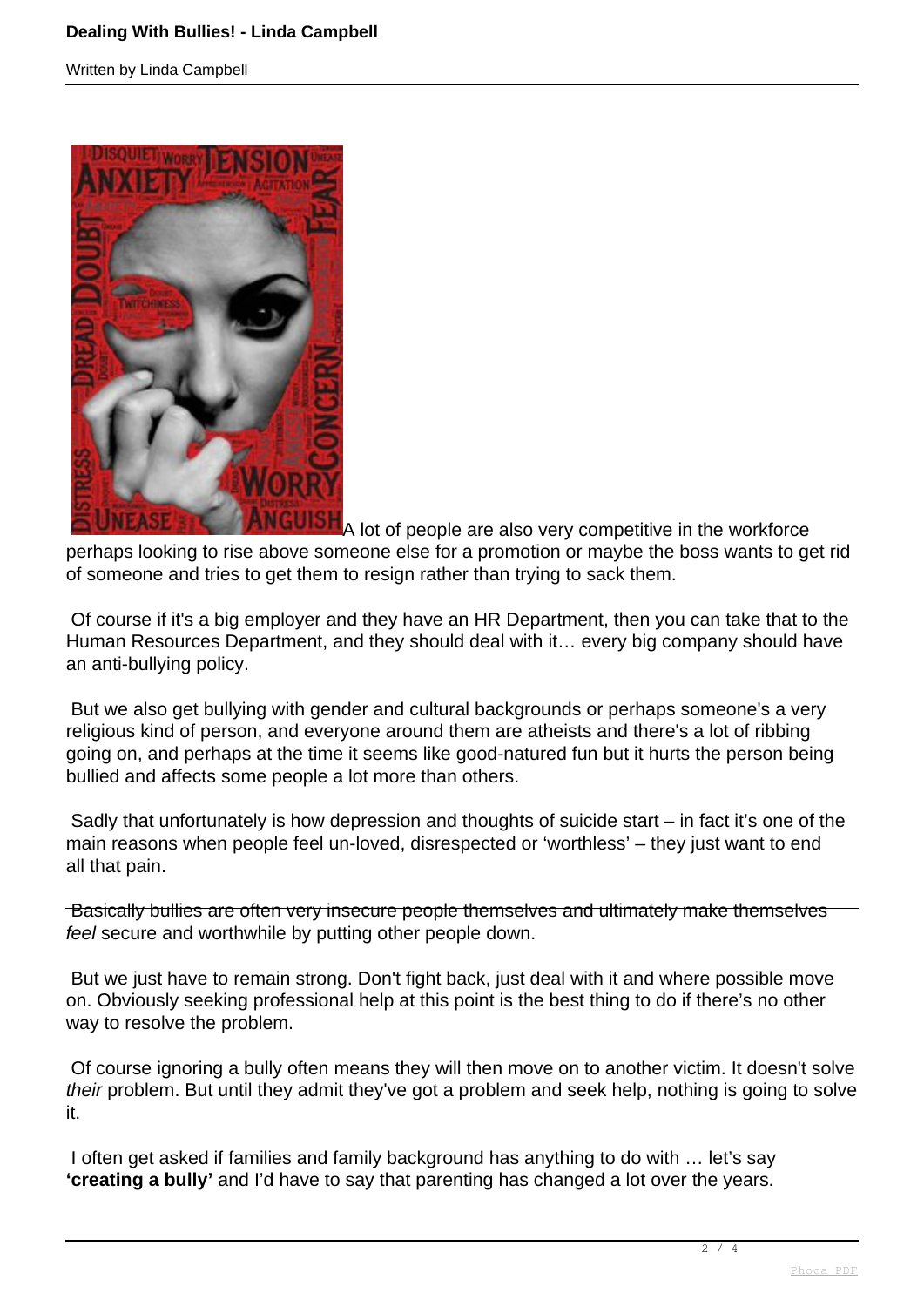A lot of people are also very competitive in the workforce perhaps looking to rise above someone else for a promotion or maybe the boss wants to get rid of someone and tries to get them to resign rather than trying to sack them.

Of course if it's a big employer and they have an HR Department, then you can take that to the Human Resources Department, and they should deal with it… every big company should have an anti-bullying policy.

But we also get bullying with gender and cultural backgrounds or perhaps someone's a very religious kind of person, and everyone around them are atheists and there's a lot of ribbing going on, and perhaps at the time it seems like good-natured fun but it hurts the person being bullied and affects some people a lot more than others.

Sadly that unfortunately is how depression and thoughts of suicide start – in fact it's one of the main reasons when people feel un-loved, disrespected or 'worthless' – they just want to end all that pain.

Basically bullies are often very insecure people themselves and ultimately make themselves *feel* secure and worthwhile by putting other people down.

But we just have to remain strong. Don't fight back, just deal with it and where possible move on. Obviously seeking professional help at this point is the best thing to do if there's no other way to resolve the problem.

Of course ignoring a bully often means they will then move on to another victim. It doesn't solve *their* problem. But until they admit they've got a problem and seek help, nothing is going to solve it.

I often get asked if families and family background has anything to do with … let's say **'creating a bully'** and I'd have to say that parenting has changed a lot over the years.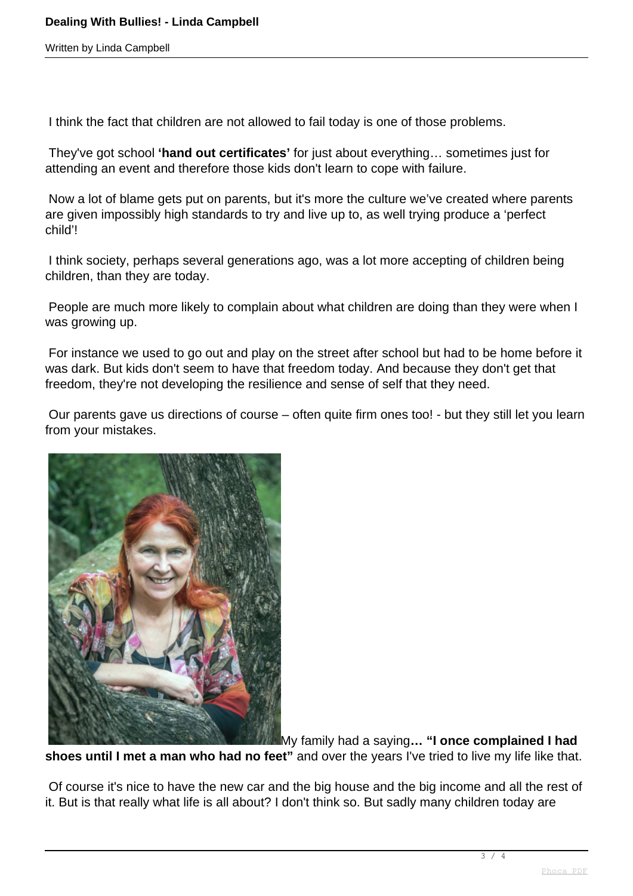I think the fact that children are not allowed to fail today is one of those problems.

They've got school **'hand out certificates'** for just about everything… sometimes just for attending an event and therefore those kids don't learn to cope with failure.

Now a lot of blame gets put on parents, but it's more the culture we've created where parents are given impossibly high standards to try and live up to, as well trying produce a 'perfect child'!

I think society, perhaps several generations ago, was a lot more accepting of children being children, than they are today.

People are much more likely to complain about what children are doing than they were when I was growing up.

For instance we used to go out and play on the street after school but had to be home before it was dark. But kids don't seem to have that freedom today. And because they don't get that freedom, they're not developing the resilience and sense of self that they need.

Our parents gave us directions of course – often quite firm ones too! - but they still let you learn from your mistakes.

My family had a saying**… "I once complained I had shoes until I met a man who had no feet"** and over the years I've tried to live my life like that.

Of course it's nice to have the new car and the big house and the big income and all the rest of it. But is that really what life is all about? I don't think so. But sadly many children today are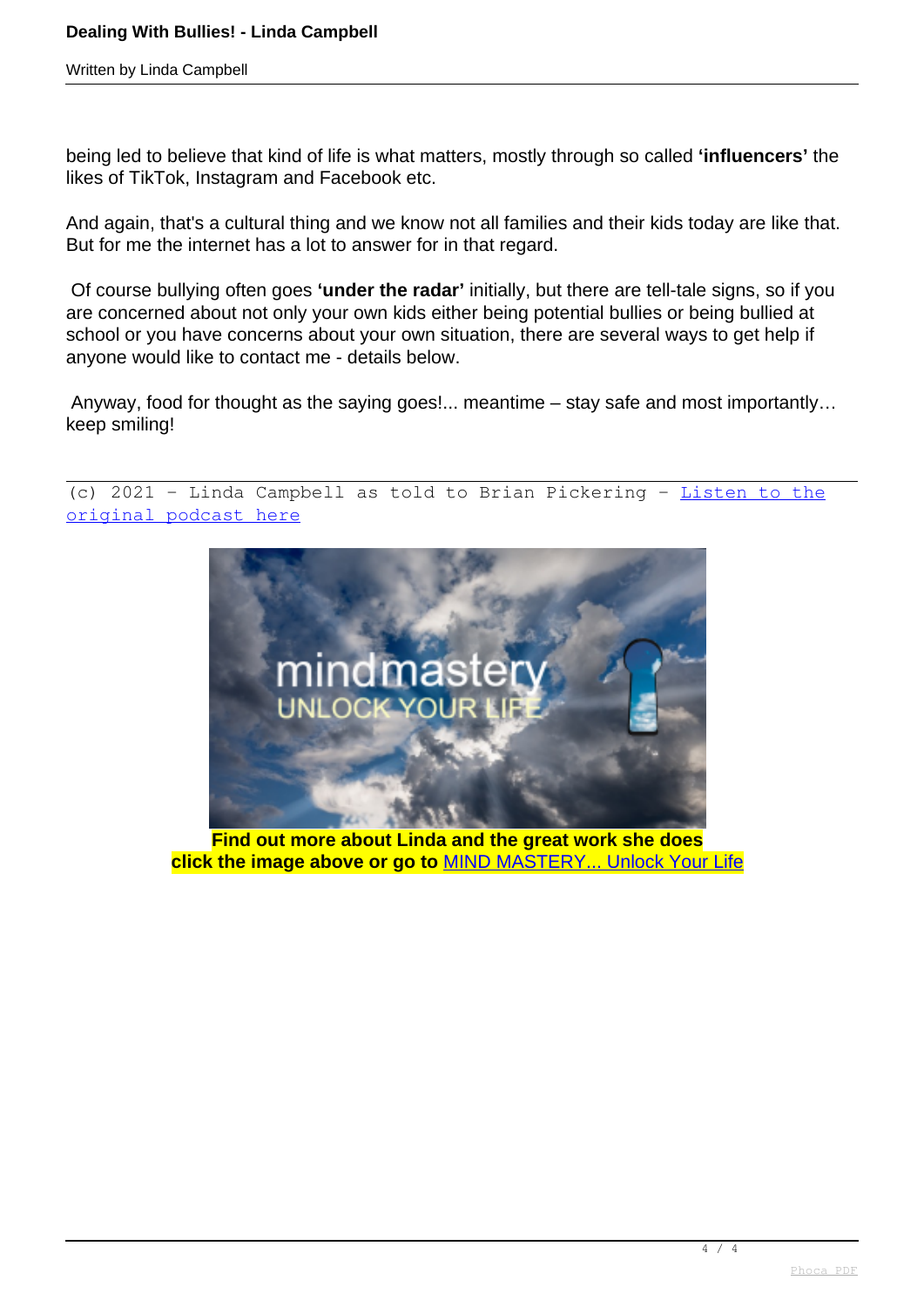being led to believe that kind of life is what matters, mostly through so called **'influencers'** the likes of TikTok, Instagram and Facebook etc.

And again, that's a cultural thing and we know not all families and their kids today are like that. But for me the internet has a lot to answer for in that regard.

Of course bullying often goes **'under the radar'** initially, but there are tell-tale signs, so if you are concerned about not only your own kids either being potential bullies or being bullied at school or you have concerns about your own situation, there are several ways to get help if anyone would like to contact me - details below.

Anyway, food for thought as the saying goes!... meantime – stay safe and most importantly… keep smiling!

---

(c) 2021 - Linda Campbell as told to Brian Pickering - Listen to the original podcast here

**Find out more about Linda and the great work she does**
**click the image above or go to** MIND MASTERY... Unlock Your Life